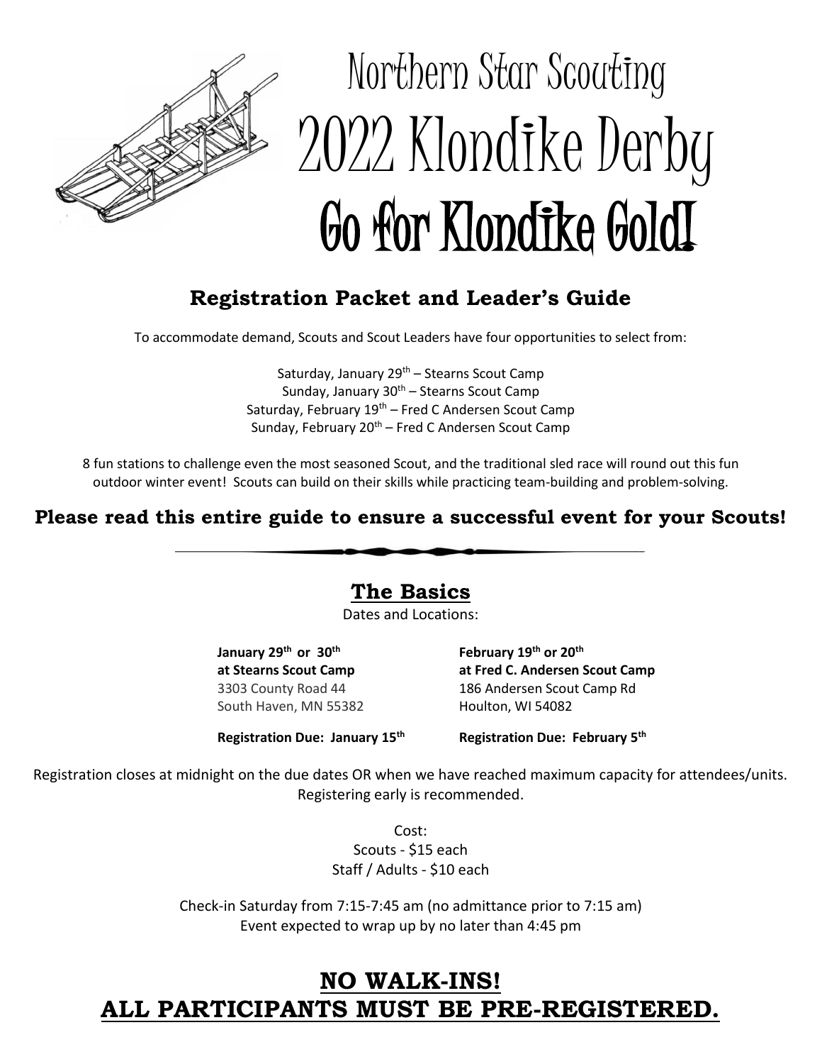# Northern Star Scouting
# 2022 Klondike Derby
# Go for Klondike Gold!

## Registration Packet and Leader's Guide

To accommodate demand, Scouts and Scout Leaders have four opportunities to select from:

Saturday, January 29th – Stearns Scout Camp
Sunday, January 30th – Stearns Scout Camp
Saturday, February 19th – Fred C Andersen Scout Camp
Sunday, February 20th – Fred C Andersen Scout Camp

8 fun stations to challenge even the most seasoned Scout, and the traditional sled race will round out this fun outdoor winter event! Scouts can build on their skills while practicing team-building and problem-solving.

**Please read this entire guide to ensure a successful event for your Scouts!**

---

## The Basics

Dates and Locations:

**January 29th or 30th**
**at Stearns Scout Camp**
3303 County Road 44
South Haven, MN 55382

**Registration Due: January 15th**

**February 19th or 20th**
**at Fred C. Andersen Scout Camp**
186 Andersen Scout Camp Rd
Houlton, WI 54082

**Registration Due: February 5th**

Registration closes at midnight on the due dates OR when we have reached maximum capacity for attendees/units. Registering early is recommended.

Cost:
Scouts - $15 each
Staff / Adults - $10 each

Check-in Saturday from 7:15-7:45 am (no admittance prior to 7:15 am)
Event expected to wrap up by no later than 4:45 pm

## NO WALK-INS!
## ALL PARTICIPANTS MUST BE PRE-REGISTERED.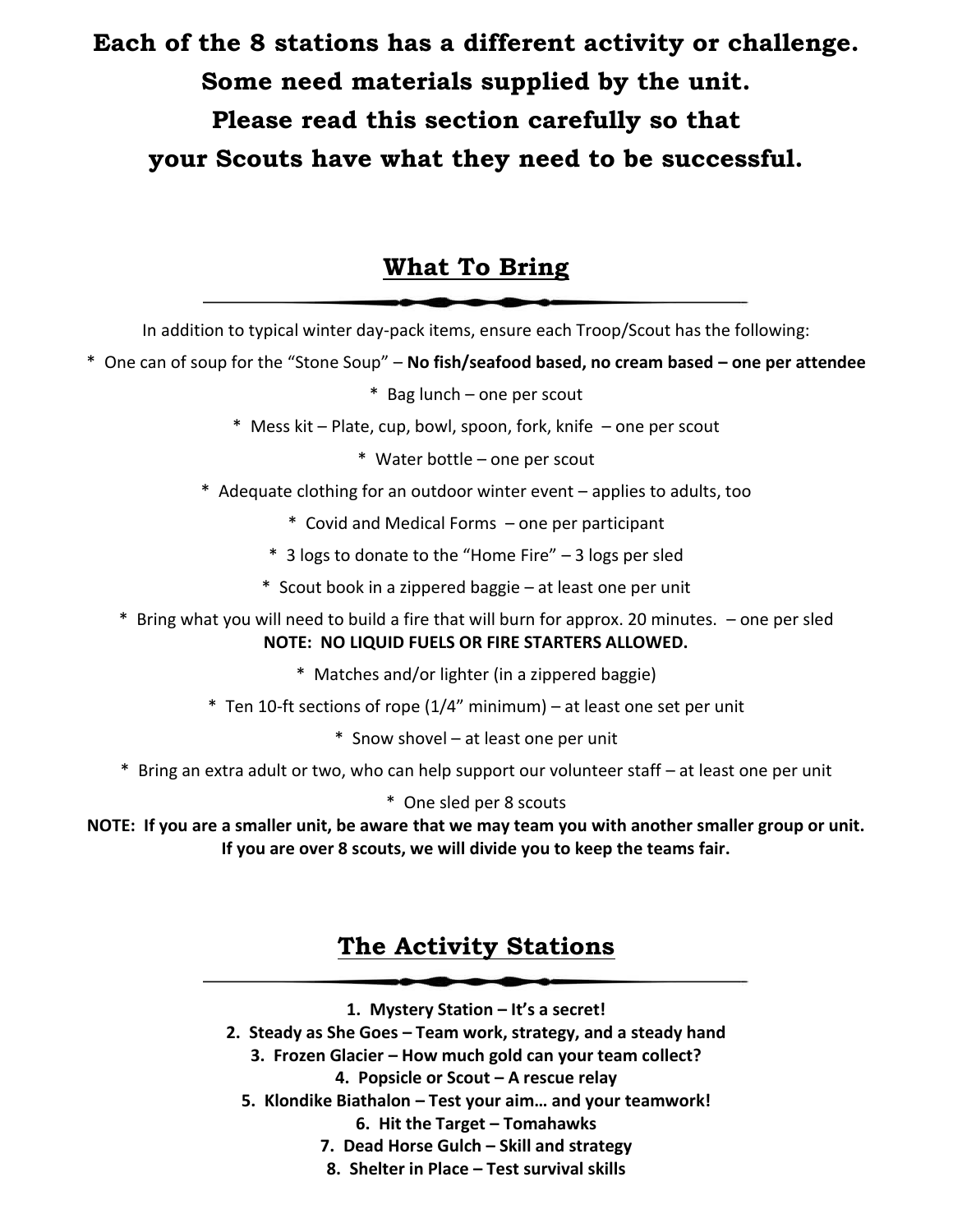**Each of the 8 stations has a different activity or challenge. Some need materials supplied by the unit. Please read this section carefully so that your Scouts have what they need to be successful.**

## What To Bring

In addition to typical winter day-pack items, ensure each Troop/Scout has the following:

* One can of soup for the "Stone Soup" – **No fish/seafood based, no cream based – one per attendee**
* Bag lunch – one per scout
* Mess kit – Plate, cup, bowl, spoon, fork, knife – one per scout
* Water bottle – one per scout
* Adequate clothing for an outdoor winter event – applies to adults, too
* Covid and Medical Forms – one per participant
* 3 logs to donate to the "Home Fire" – 3 logs per sled
* Scout book in a zippered baggie – at least one per unit
* Bring what you will need to build a fire that will burn for approx. 20 minutes. – one per sled
  **NOTE: NO LIQUID FUELS OR FIRE STARTERS ALLOWED.**
* Matches and/or lighter (in a zippered baggie)
* Ten 10-ft sections of rope (1/4" minimum) – at least one set per unit
* Snow shovel – at least one per unit
* Bring an extra adult or two, who can help support our volunteer staff – at least one per unit
* One sled per 8 scouts

**NOTE: If you are a smaller unit, be aware that we may team you with another smaller group or unit. If you are over 8 scouts, we will divide you to keep the teams fair.**

## The Activity Stations

1. **Mystery Station – It's a secret!**
2. **Steady as She Goes – Team work, strategy, and a steady hand**
3. **Frozen Glacier – How much gold can your team collect?**
4. **Popsicle or Scout – A rescue relay**
5. **Klondike Biathalon – Test your aim… and your teamwork!**
6. **Hit the Target – Tomahawks**
7. **Dead Horse Gulch – Skill and strategy**
8. **Shelter in Place – Test survival skills**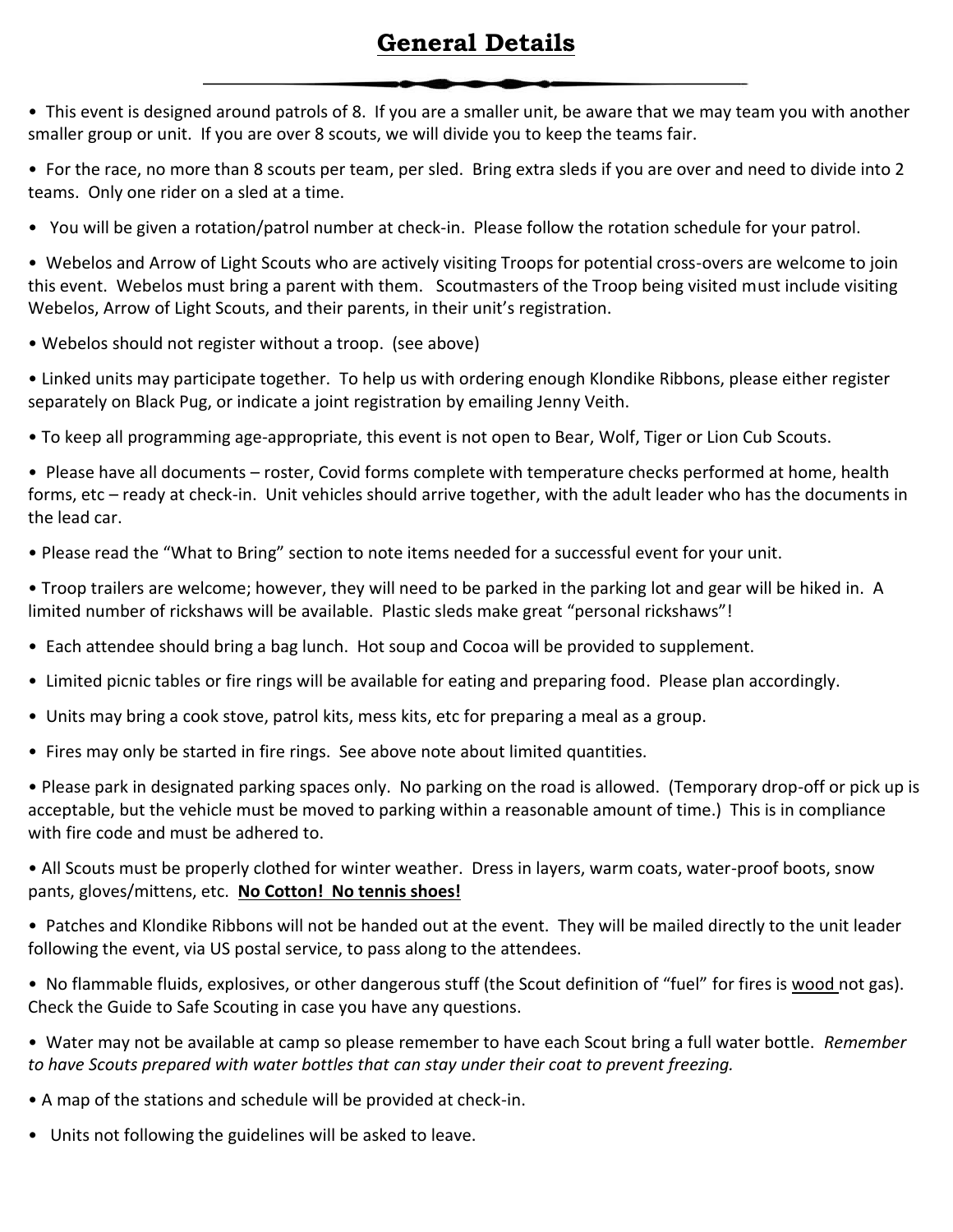# General Details

- This event is designed around patrols of 8. If you are a smaller unit, be aware that we may team you with another smaller group or unit. If you are over 8 scouts, we will divide you to keep the teams fair.
- For the race, no more than 8 scouts per team, per sled. Bring extra sleds if you are over and need to divide into 2 teams. Only one rider on a sled at a time.
- You will be given a rotation/patrol number at check-in. Please follow the rotation schedule for your patrol.
- Webelos and Arrow of Light Scouts who are actively visiting Troops for potential cross-overs are welcome to join this event. Webelos must bring a parent with them. Scoutmasters of the Troop being visited must include visiting Webelos, Arrow of Light Scouts, and their parents, in their unit's registration.
- Webelos should not register without a troop. (see above)
- Linked units may participate together. To help us with ordering enough Klondike Ribbons, please either register separately on Black Pug, or indicate a joint registration by emailing Jenny Veith.
- To keep all programming age-appropriate, this event is not open to Bear, Wolf, Tiger or Lion Cub Scouts.
- Please have all documents – roster, Covid forms complete with temperature checks performed at home, health forms, etc – ready at check-in. Unit vehicles should arrive together, with the adult leader who has the documents in the lead car.
- Please read the "What to Bring" section to note items needed for a successful event for your unit.
- Troop trailers are welcome; however, they will need to be parked in the parking lot and gear will be hiked in. A limited number of rickshaws will be available. Plastic sleds make great "personal rickshaws"!
- Each attendee should bring a bag lunch. Hot soup and Cocoa will be provided to supplement.
- Limited picnic tables or fire rings will be available for eating and preparing food. Please plan accordingly.
- Units may bring a cook stove, patrol kits, mess kits, etc for preparing a meal as a group.
- Fires may only be started in fire rings. See above note about limited quantities.
- Please park in designated parking spaces only. No parking on the road is allowed. (Temporary drop-off or pick up is acceptable, but the vehicle must be moved to parking within a reasonable amount of time.) This is in compliance with fire code and must be adhered to.
- All Scouts must be properly clothed for winter weather. Dress in layers, warm coats, water-proof boots, snow pants, gloves/mittens, etc. **No Cotton! No tennis shoes!**
- Patches and Klondike Ribbons will not be handed out at the event. They will be mailed directly to the unit leader following the event, via US postal service, to pass along to the attendees.
- No flammable fluids, explosives, or other dangerous stuff (the Scout definition of "fuel" for fires is wood not gas). Check the Guide to Safe Scouting in case you have any questions.
- Water may not be available at camp so please remember to have each Scout bring a full water bottle. *Remember to have Scouts prepared with water bottles that can stay under their coat to prevent freezing.*
- A map of the stations and schedule will be provided at check-in.
- Units not following the guidelines will be asked to leave.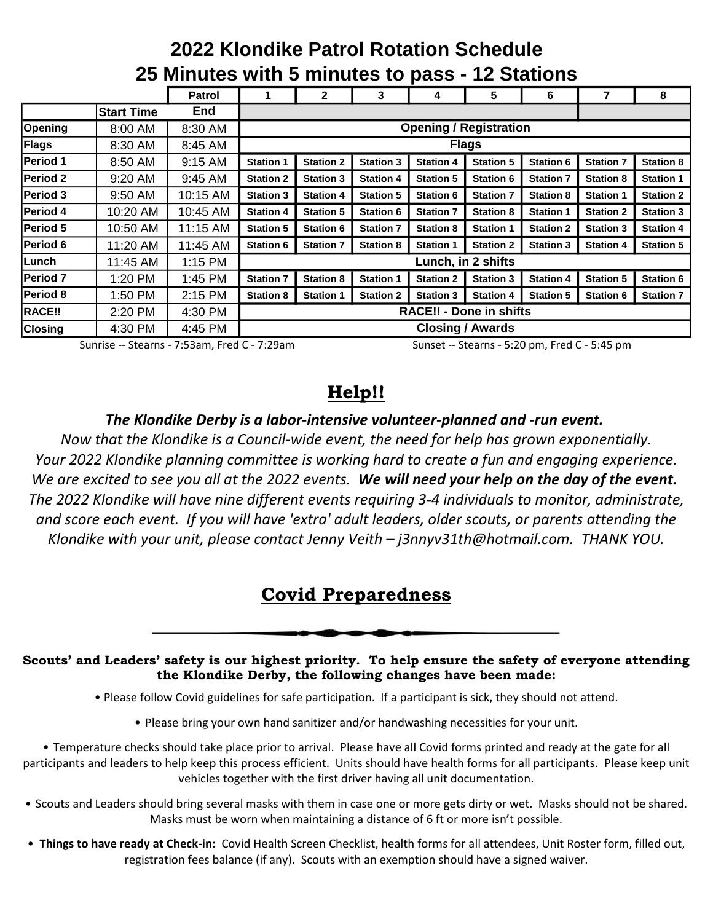# 2022 Klondike Patrol Rotation Schedule
## 25 Minutes with 5 minutes to pass - 12 Stations

| | | Patrol | 1 | 2 | 3 | 4 | 5 | 6 | 7 | 8 |
|---|---|---|---|---|---|---|---|---|---|---|
| | Start Time | End | | | | | | | | |
| Opening | 8:00 AM | 8:30 AM | Opening / Registration | | | | | | | |
| Flags | 8:30 AM | 8:45 AM | Flags | | | | | | | |
| Period 1 | 8:50 AM | 9:15 AM | Station 1 | Station 2 | Station 3 | Station 4 | Station 5 | Station 6 | Station 7 | Station 8 |
| Period 2 | 9:20 AM | 9:45 AM | Station 2 | Station 3 | Station 4 | Station 5 | Station 6 | Station 7 | Station 8 | Station 1 |
| Period 3 | 9:50 AM | 10:15 AM | Station 3 | Station 4 | Station 5 | Station 6 | Station 7 | Station 8 | Station 1 | Station 2 |
| Period 4 | 10:20 AM | 10:45 AM | Station 4 | Station 5 | Station 6 | Station 7 | Station 8 | Station 1 | Station 2 | Station 3 |
| Period 5 | 10:50 AM | 11:15 AM | Station 5 | Station 6 | Station 7 | Station 8 | Station 1 | Station 2 | Station 3 | Station 4 |
| Period 6 | 11:20 AM | 11:45 AM | Station 6 | Station 7 | Station 8 | Station 1 | Station 2 | Station 3 | Station 4 | Station 5 |
| Lunch | 11:45 AM | 1:15 PM | Lunch, in 2 shifts | | | | | | | |
| Period 7 | 1:20 PM | 1:45 PM | Station 7 | Station 8 | Station 1 | Station 2 | Station 3 | Station 4 | Station 5 | Station 6 |
| Period 8 | 1:50 PM | 2:15 PM | Station 8 | Station 1 | Station 2 | Station 3 | Station 4 | Station 5 | Station 6 | Station 7 |
| RACE!! | 2:20 PM | 4:30 PM | RACE!! - Done in shifts | | | | | | | |
| Closing | 4:30 PM | 4:45 PM | Closing / Awards | | | | | | | |

Sunrise -- Stearns - 7:53am, Fred C - 7:29am

Sunset -- Stearns - 5:20 pm, Fred C - 5:45 pm

## Help!!

***The Klondike Derby is a labor-intensive volunteer-planned and -run event.***

*Now that the Klondike is a Council-wide event, the need for help has grown exponentially. Your 2022 Klondike planning committee is working hard to create a fun and engaging experience. We are excited to see you all at the 2022 events.* ***We will need your help on the day of the event.*** *The 2022 Klondike will have nine different events requiring 3-4 individuals to monitor, administrate, and score each event. If you will have 'extra' adult leaders, older scouts, or parents attending the Klondike with your unit, please contact Jenny Veith – j3nnyv31th@hotmail.com. THANK YOU.*

## Covid Preparedness

**Scouts' and Leaders' safety is our highest priority. To help ensure the safety of everyone attending the Klondike Derby, the following changes have been made:**

- Please follow Covid guidelines for safe participation. If a participant is sick, they should not attend.
- Please bring your own hand sanitizer and/or handwashing necessities for your unit.
- Temperature checks should take place prior to arrival. Please have all Covid forms printed and ready at the gate for all participants and leaders to help keep this process efficient. Units should have health forms for all participants. Please keep unit vehicles together with the first driver having all unit documentation.
- Scouts and Leaders should bring several masks with them in case one or more gets dirty or wet. Masks should not be shared. Masks must be worn when maintaining a distance of 6 ft or more isn't possible.
- **Things to have ready at Check-in:** Covid Health Screen Checklist, health forms for all attendees, Unit Roster form, filled out, registration fees balance (if any). Scouts with an exemption should have a signed waiver.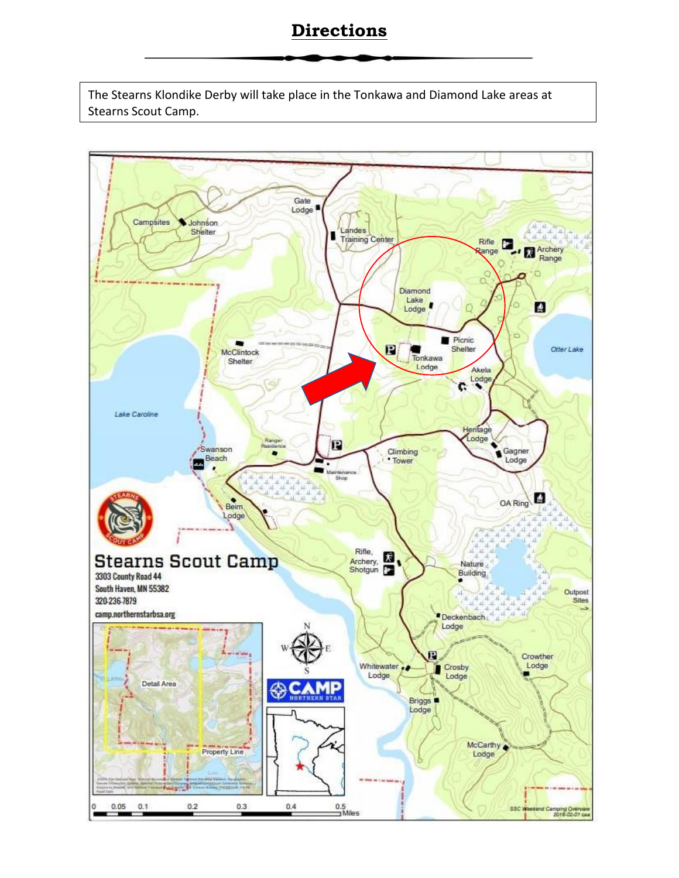# Directions

The Stearns Klondike Derby will take place in the Tonkawa and Diamond Lake areas at Stearns Scout Camp.

**Stearns Scout Camp**

3303 County Road 44
South Haven, MN 55382
320-236-7879
camp.northernstarbsa.org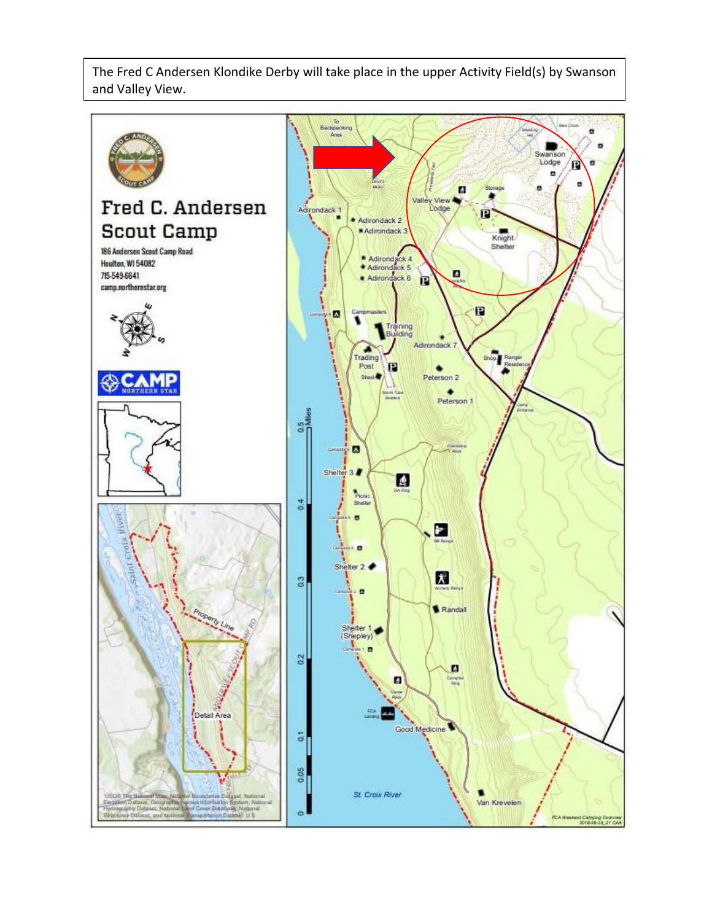The Fred C Andersen Klondike Derby will take place in the upper Activity Field(s) by Swanson and Valley View.

# Fred C. Andersen Scout Camp

186 Andersen Scout Camp Road
Houlton, WI 54082
715-549-6641
camp.northernstar.org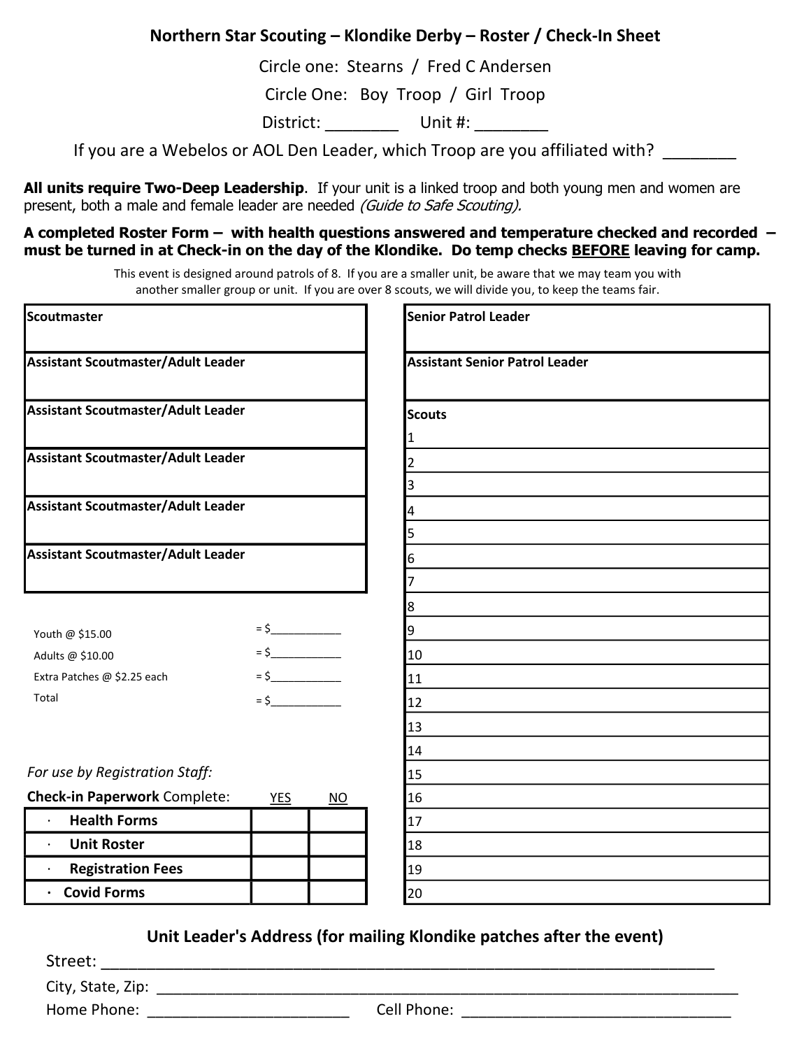## Northern Star Scouting – Klondike Derby – Roster / Check-In Sheet

Circle one: Stearns / Fred C Andersen

Circle One: Boy Troop / Girl Troop

District: ________ Unit #: ________

If you are a Webelos or AOL Den Leader, which Troop are you affiliated with? ________

**All units require Two-Deep Leadership**. If your unit is a linked troop and both young men and women are present, both a male and female leader are needed *(Guide to Safe Scouting).*

**A completed Roster Form – with health questions answered and temperature checked and recorded – must be turned in at Check-in on the day of the Klondike. Do temp checks BEFORE leaving for camp.**

This event is designed around patrols of 8. If you are a smaller unit, be aware that we may team you with another smaller group or unit. If you are over 8 scouts, we will divide you, to keep the teams fair.

| **Scoutmaster** |
|---|
| |
| **Assistant Scoutmaster/Adult Leader** |
| **Assistant Scoutmaster/Adult Leader** |
| **Assistant Scoutmaster/Adult Leader** |
| **Assistant Scoutmaster/Adult Leader** |
| **Assistant Scoutmaster/Adult Leader** |

| **Senior Patrol Leader** |
|---|
| |
| **Assistant Senior Patrol Leader** |
| **Scouts** |
| 1 |
| 2 |
| 3 |
| 4 |
| 5 |
| 6 |
| 7 |
| 8 |
| 9 |
| 10 |
| 11 |
| 12 |
| 13 |
| 14 |
| 15 |
| 16 |
| 17 |
| 18 |
| 19 |
| 20 |

Youth @ $15.00 = $___________

Adults @ $10.00 = $___________

Extra Patches @ $2.25 each = $___________

Total = $___________

*For use by Registration Staff:*

| **Check-in Paperwork** Complete: | YES | NO |
|---|---|---|
| · **Health Forms** | | |
| · **Unit Roster** | | |
| · **Registration Fees** | | |
| · **Covid Forms** | | |

### Unit Leader's Address (for mailing Klondike patches after the event)

Street: ______________________________________________________________________

City, State, Zip: ______________________________________________________________

Home Phone: ________________________ Cell Phone: ________________________________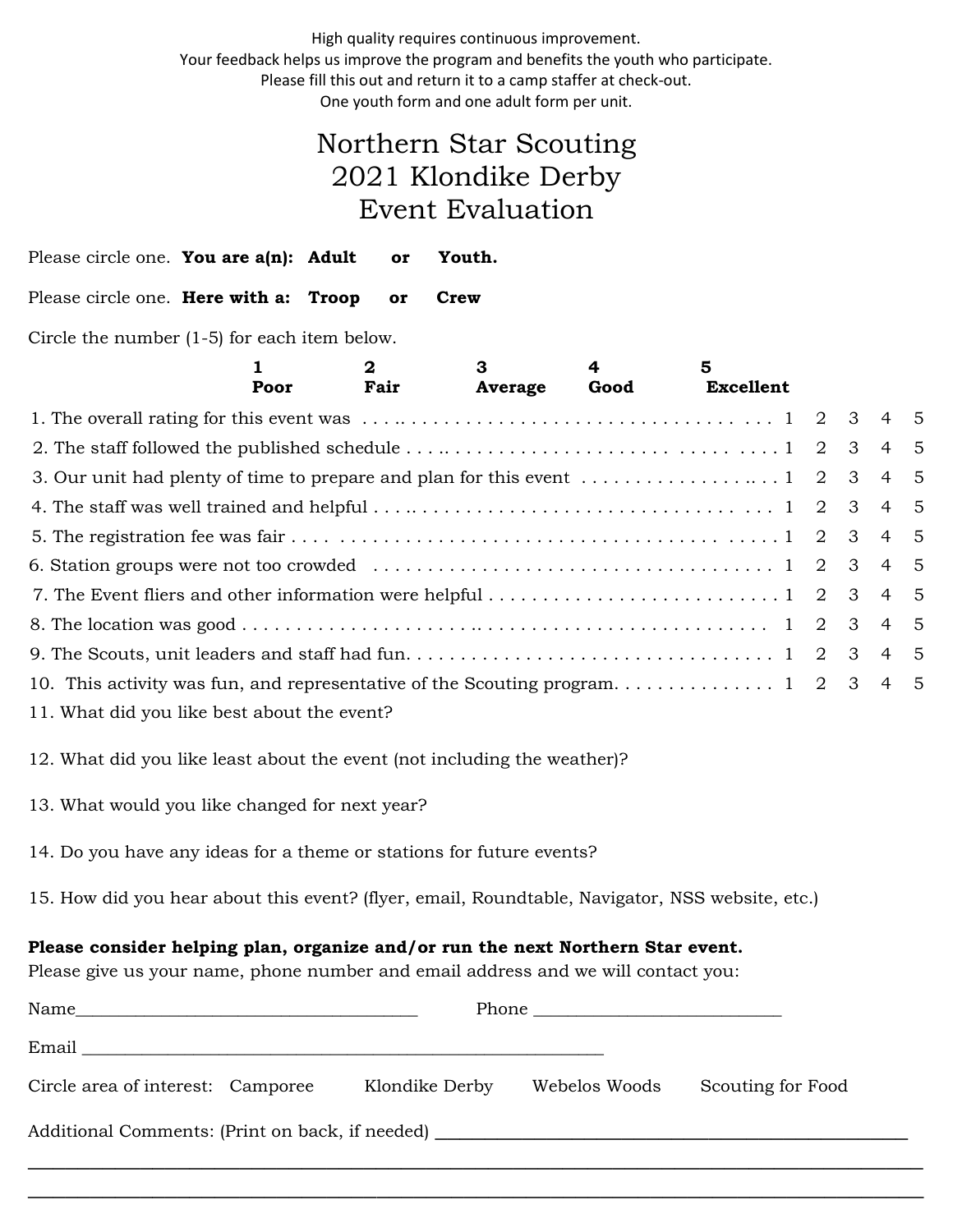High quality requires continuous improvement.
Your feedback helps us improve the program and benefits the youth who participate.
Please fill this out and return it to a camp staffer at check-out.
One youth form and one adult form per unit.

# Northern Star Scouting
# 2021 Klondike Derby
# Event Evaluation

Please circle one. **You are a(n): Adult or Youth.**

Please circle one. **Here with a: Troop or Crew**

Circle the number (1-5) for each item below.

| | 1 Poor | 2 Fair | 3 Average | 4 Good | 5 Excellent |
|---|---|---|---|---|---|
| 1. The overall rating for this event was | 1 | 2 | 3 | 4 | 5 |
| 2. The staff followed the published schedule | 1 | 2 | 3 | 4 | 5 |
| 3. Our unit had plenty of time to prepare and plan for this event | 1 | 2 | 3 | 4 | 5 |
| 4. The staff was well trained and helpful | 1 | 2 | 3 | 4 | 5 |
| 5. The registration fee was fair | 1 | 2 | 3 | 4 | 5 |
| 6. Station groups were not too crowded | 1 | 2 | 3 | 4 | 5 |
| 7. The Event fliers and other information were helpful | 1 | 2 | 3 | 4 | 5 |
| 8. The location was good | 1 | 2 | 3 | 4 | 5 |
| 9. The Scouts, unit leaders and staff had fun. | 1 | 2 | 3 | 4 | 5 |
| 10. This activity was fun, and representative of the Scouting program. | 1 | 2 | 3 | 4 | 5 |

11. What did you like best about the event?

12. What did you like least about the event (not including the weather)?

13. What would you like changed for next year?

14. Do you have any ideas for a theme or stations for future events?

15. How did you hear about this event? (flyer, email, Roundtable, Navigator, NSS website, etc.)

**Please consider helping plan, organize and/or run the next Northern Star event.**
Please give us your name, phone number and email address and we will contact you:

Name______________________________________ Phone ____________________________

Email ____________________________________________________________

Circle area of interest: Camporee Klondike Derby Webelos Woods Scouting for Food

Additional Comments: (Print on back, if needed) ___________________________________________________

______________________________________________________________________________________________

______________________________________________________________________________________________